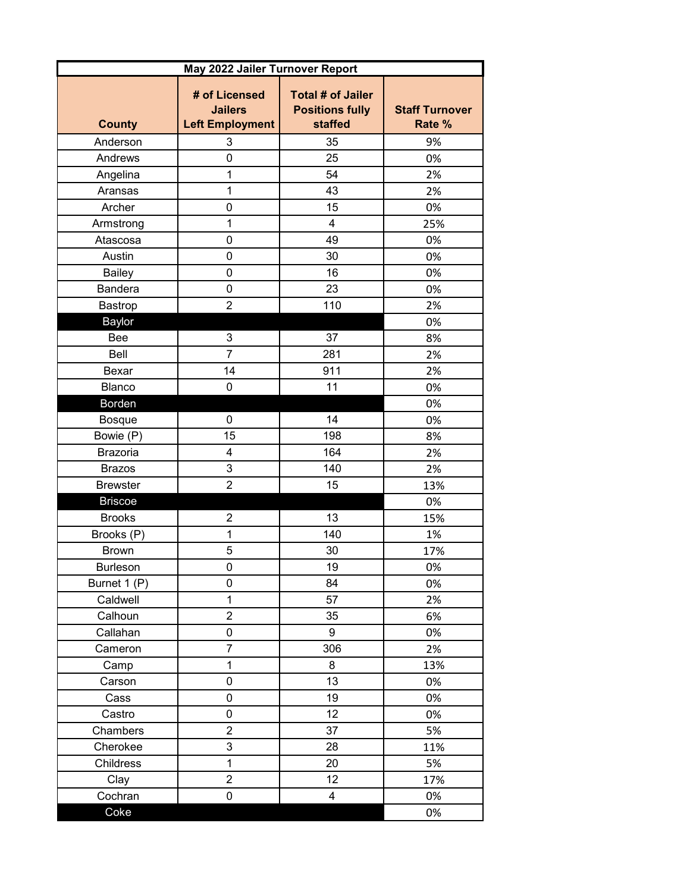| May 2022 Jailer Turnover Report | | | |
|---|---|---|---|
| County | # of Licensed Jailers Left Employment | Total # of Jailer Positions fully staffed | Staff Turnover Rate % |
| Anderson | 3 | 35 | 9% |
| Andrews | 0 | 25 | 0% |
| Angelina | 1 | 54 | 2% |
| Aransas | 1 | 43 | 2% |
| Archer | 0 | 15 | 0% |
| Armstrong | 1 | 4 | 25% |
| Atascosa | 0 | 49 | 0% |
| Austin | 0 | 30 | 0% |
| Bailey | 0 | 16 | 0% |
| Bandera | 0 | 23 | 0% |
| Bastrop | 2 | 110 | 2% |
| Baylor | | | 0% |
| Bee | 3 | 37 | 8% |
| Bell | 7 | 281 | 2% |
| Bexar | 14 | 911 | 2% |
| Blanco | 0 | 11 | 0% |
| Borden | | | 0% |
| Bosque | 0 | 14 | 0% |
| Bowie (P) | 15 | 198 | 8% |
| Brazoria | 4 | 164 | 2% |
| Brazos | 3 | 140 | 2% |
| Brewster | 2 | 15 | 13% |
| Briscoe | | | 0% |
| Brooks | 2 | 13 | 15% |
| Brooks (P) | 1 | 140 | 1% |
| Brown | 5 | 30 | 17% |
| Burleson | 0 | 19 | 0% |
| Burnet 1 (P) | 0 | 84 | 0% |
| Caldwell | 1 | 57 | 2% |
| Calhoun | 2 | 35 | 6% |
| Callahan | 0 | 9 | 0% |
| Cameron | 7 | 306 | 2% |
| Camp | 1 | 8 | 13% |
| Carson | 0 | 13 | 0% |
| Cass | 0 | 19 | 0% |
| Castro | 0 | 12 | 0% |
| Chambers | 2 | 37 | 5% |
| Cherokee | 3 | 28 | 11% |
| Childress | 1 | 20 | 5% |
| Clay | 2 | 12 | 17% |
| Cochran | 0 | 4 | 0% |
| Coke | | | 0% |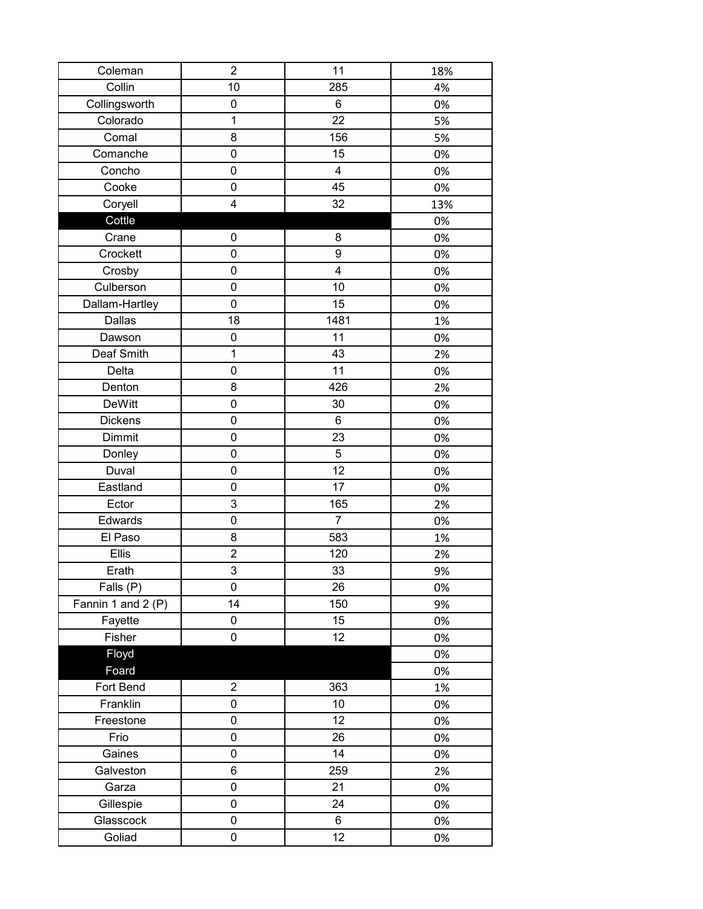| | | | |
|---|---|---|---|
| Coleman | 2 | 11 | 18% |
| Collin | 10 | 285 | 4% |
| Collingsworth | 0 | 6 | 0% |
| Colorado | 1 | 22 | 5% |
| Comal | 8 | 156 | 5% |
| Comanche | 0 | 15 | 0% |
| Concho | 0 | 4 | 0% |
| Cooke | 0 | 45 | 0% |
| Coryell | 4 | 32 | 13% |
| Cottle | | | 0% |
| Crane | 0 | 8 | 0% |
| Crockett | 0 | 9 | 0% |
| Crosby | 0 | 4 | 0% |
| Culberson | 0 | 10 | 0% |
| Dallam-Hartley | 0 | 15 | 0% |
| Dallas | 18 | 1481 | 1% |
| Dawson | 0 | 11 | 0% |
| Deaf Smith | 1 | 43 | 2% |
| Delta | 0 | 11 | 0% |
| Denton | 8 | 426 | 2% |
| DeWitt | 0 | 30 | 0% |
| Dickens | 0 | 6 | 0% |
| Dimmit | 0 | 23 | 0% |
| Donley | 0 | 5 | 0% |
| Duval | 0 | 12 | 0% |
| Eastland | 0 | 17 | 0% |
| Ector | 3 | 165 | 2% |
| Edwards | 0 | 7 | 0% |
| El Paso | 8 | 583 | 1% |
| Ellis | 2 | 120 | 2% |
| Erath | 3 | 33 | 9% |
| Falls (P) | 0 | 26 | 0% |
| Fannin 1 and 2 (P) | 14 | 150 | 9% |
| Fayette | 0 | 15 | 0% |
| Fisher | 0 | 12 | 0% |
| Floyd | | | 0% |
| Foard | | | 0% |
| Fort Bend | 2 | 363 | 1% |
| Franklin | 0 | 10 | 0% |
| Freestone | 0 | 12 | 0% |
| Frio | 0 | 26 | 0% |
| Gaines | 0 | 14 | 0% |
| Galveston | 6 | 259 | 2% |
| Garza | 0 | 21 | 0% |
| Gillespie | 0 | 24 | 0% |
| Glasscock | 0 | 6 | 0% |
| Goliad | 0 | 12 | 0% |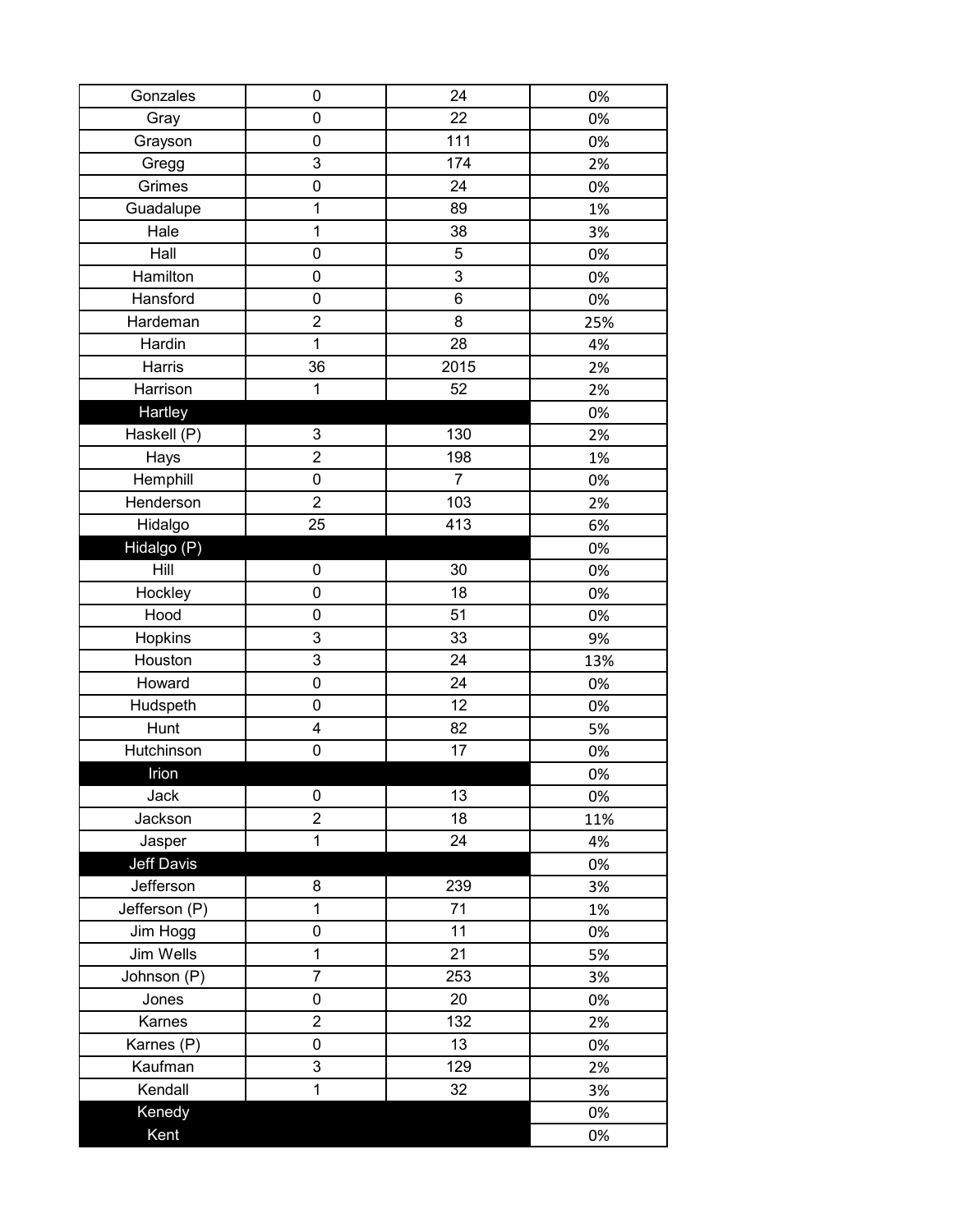| Gonzales | 0 | 24 | 0% |
|---|---|---|---|
| Gray | 0 | 22 | 0% |
| Grayson | 0 | 111 | 0% |
| Gregg | 3 | 174 | 2% |
| Grimes | 0 | 24 | 0% |
| Guadalupe | 1 | 89 | 1% |
| Hale | 1 | 38 | 3% |
| Hall | 0 | 5 | 0% |
| Hamilton | 0 | 3 | 0% |
| Hansford | 0 | 6 | 0% |
| Hardeman | 2 | 8 | 25% |
| Hardin | 1 | 28 | 4% |
| Harris | 36 | 2015 | 2% |
| Harrison | 1 | 52 | 2% |
| Hartley | | | 0% |
| Haskell (P) | 3 | 130 | 2% |
| Hays | 2 | 198 | 1% |
| Hemphill | 0 | 7 | 0% |
| Henderson | 2 | 103 | 2% |
| Hidalgo | 25 | 413 | 6% |
| Hidalgo (P) | | | 0% |
| Hill | 0 | 30 | 0% |
| Hockley | 0 | 18 | 0% |
| Hood | 0 | 51 | 0% |
| Hopkins | 3 | 33 | 9% |
| Houston | 3 | 24 | 13% |
| Howard | 0 | 24 | 0% |
| Hudspeth | 0 | 12 | 0% |
| Hunt | 4 | 82 | 5% |
| Hutchinson | 0 | 17 | 0% |
| Irion | | | 0% |
| Jack | 0 | 13 | 0% |
| Jackson | 2 | 18 | 11% |
| Jasper | 1 | 24 | 4% |
| Jeff Davis | | | 0% |
| Jefferson | 8 | 239 | 3% |
| Jefferson (P) | 1 | 71 | 1% |
| Jim Hogg | 0 | 11 | 0% |
| Jim Wells | 1 | 21 | 5% |
| Johnson (P) | 7 | 253 | 3% |
| Jones | 0 | 20 | 0% |
| Karnes | 2 | 132 | 2% |
| Karnes (P) | 0 | 13 | 0% |
| Kaufman | 3 | 129 | 2% |
| Kendall | 1 | 32 | 3% |
| Kenedy | | | 0% |
| Kent | | | 0% |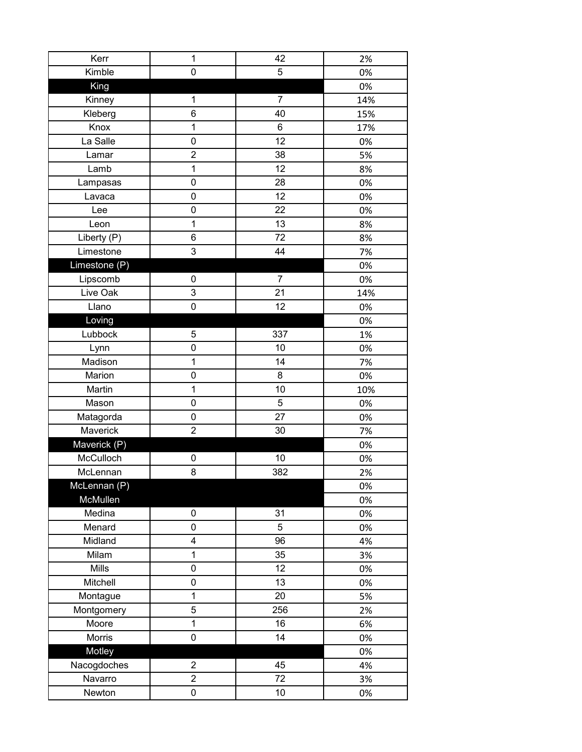| | | | |
|---|---|---|---|
| Kerr | 1 | 42 | 2% |
| Kimble | 0 | 5 | 0% |
| King | | | 0% |
| Kinney | 1 | 7 | 14% |
| Kleberg | 6 | 40 | 15% |
| Knox | 1 | 6 | 17% |
| La Salle | 0 | 12 | 0% |
| Lamar | 2 | 38 | 5% |
| Lamb | 1 | 12 | 8% |
| Lampasas | 0 | 28 | 0% |
| Lavaca | 0 | 12 | 0% |
| Lee | 0 | 22 | 0% |
| Leon | 1 | 13 | 8% |
| Liberty (P) | 6 | 72 | 8% |
| Limestone | 3 | 44 | 7% |
| Limestone (P) | | | 0% |
| Lipscomb | 0 | 7 | 0% |
| Live Oak | 3 | 21 | 14% |
| Llano | 0 | 12 | 0% |
| Loving | | | 0% |
| Lubbock | 5 | 337 | 1% |
| Lynn | 0 | 10 | 0% |
| Madison | 1 | 14 | 7% |
| Marion | 0 | 8 | 0% |
| Martin | 1 | 10 | 10% |
| Mason | 0 | 5 | 0% |
| Matagorda | 0 | 27 | 0% |
| Maverick | 2 | 30 | 7% |
| Maverick (P) | | | 0% |
| McCulloch | 0 | 10 | 0% |
| McLennan | 8 | 382 | 2% |
| McLennan (P) | | | 0% |
| McMullen | | | 0% |
| Medina | 0 | 31 | 0% |
| Menard | 0 | 5 | 0% |
| Midland | 4 | 96 | 4% |
| Milam | 1 | 35 | 3% |
| Mills | 0 | 12 | 0% |
| Mitchell | 0 | 13 | 0% |
| Montague | 1 | 20 | 5% |
| Montgomery | 5 | 256 | 2% |
| Moore | 1 | 16 | 6% |
| Morris | 0 | 14 | 0% |
| Motley | | | 0% |
| Nacogdoches | 2 | 45 | 4% |
| Navarro | 2 | 72 | 3% |
| Newton | 0 | 10 | 0% |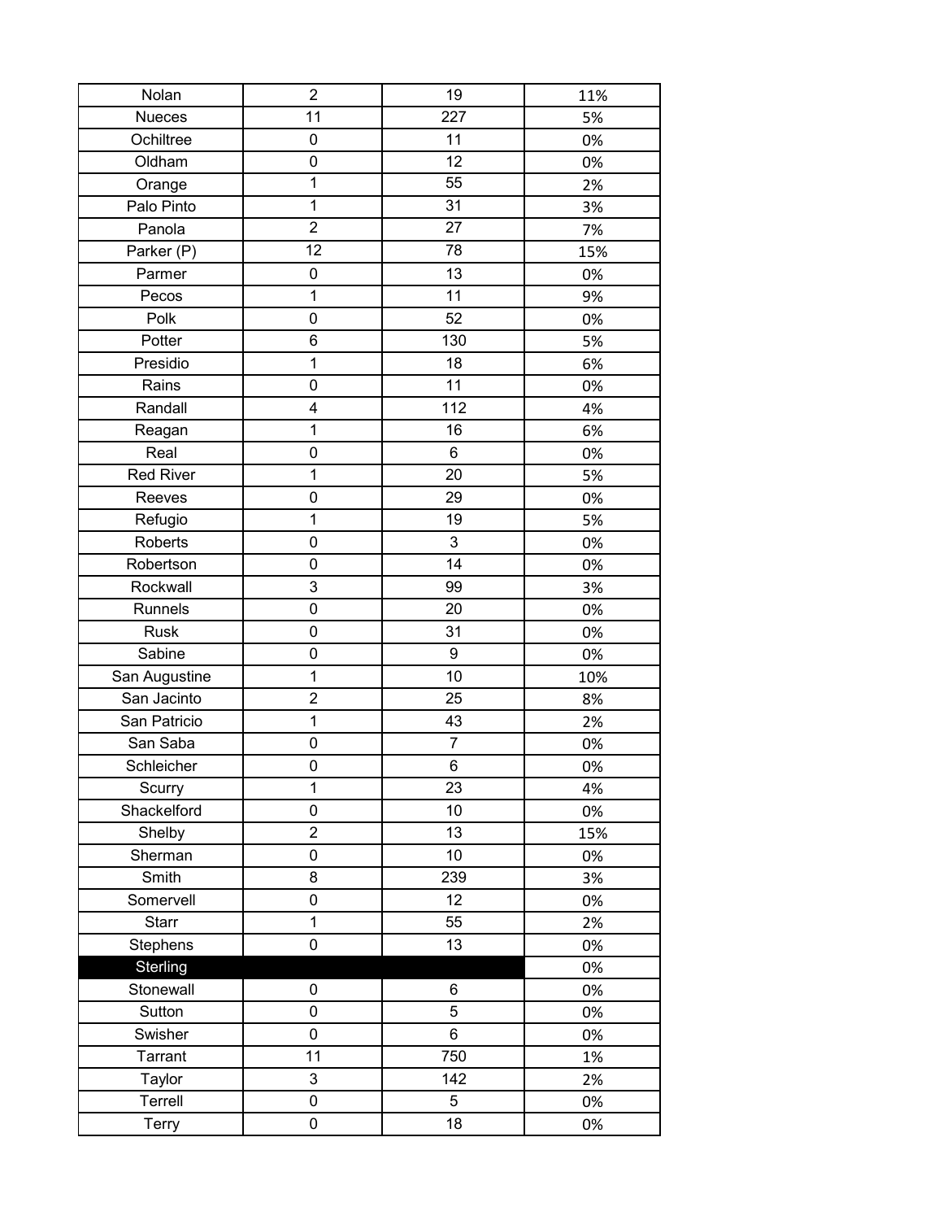| | | | |
|---|---|---|---|
| Nolan | 2 | 19 | 11% |
| Nueces | 11 | 227 | 5% |
| Ochiltree | 0 | 11 | 0% |
| Oldham | 0 | 12 | 0% |
| Orange | 1 | 55 | 2% |
| Palo Pinto | 1 | 31 | 3% |
| Panola | 2 | 27 | 7% |
| Parker (P) | 12 | 78 | 15% |
| Parmer | 0 | 13 | 0% |
| Pecos | 1 | 11 | 9% |
| Polk | 0 | 52 | 0% |
| Potter | 6 | 130 | 5% |
| Presidio | 1 | 18 | 6% |
| Rains | 0 | 11 | 0% |
| Randall | 4 | 112 | 4% |
| Reagan | 1 | 16 | 6% |
| Real | 0 | 6 | 0% |
| Red River | 1 | 20 | 5% |
| Reeves | 0 | 29 | 0% |
| Refugio | 1 | 19 | 5% |
| Roberts | 0 | 3 | 0% |
| Robertson | 0 | 14 | 0% |
| Rockwall | 3 | 99 | 3% |
| Runnels | 0 | 20 | 0% |
| Rusk | 0 | 31 | 0% |
| Sabine | 0 | 9 | 0% |
| San Augustine | 1 | 10 | 10% |
| San Jacinto | 2 | 25 | 8% |
| San Patricio | 1 | 43 | 2% |
| San Saba | 0 | 7 | 0% |
| Schleicher | 0 | 6 | 0% |
| Scurry | 1 | 23 | 4% |
| Shackelford | 0 | 10 | 0% |
| Shelby | 2 | 13 | 15% |
| Sherman | 0 | 10 | 0% |
| Smith | 8 | 239 | 3% |
| Somervell | 0 | 12 | 0% |
| Starr | 1 | 55 | 2% |
| Stephens | 0 | 13 | 0% |
| Sterling | | | 0% |
| Stonewall | 0 | 6 | 0% |
| Sutton | 0 | 5 | 0% |
| Swisher | 0 | 6 | 0% |
| Tarrant | 11 | 750 | 1% |
| Taylor | 3 | 142 | 2% |
| Terrell | 0 | 5 | 0% |
| Terry | 0 | 18 | 0% |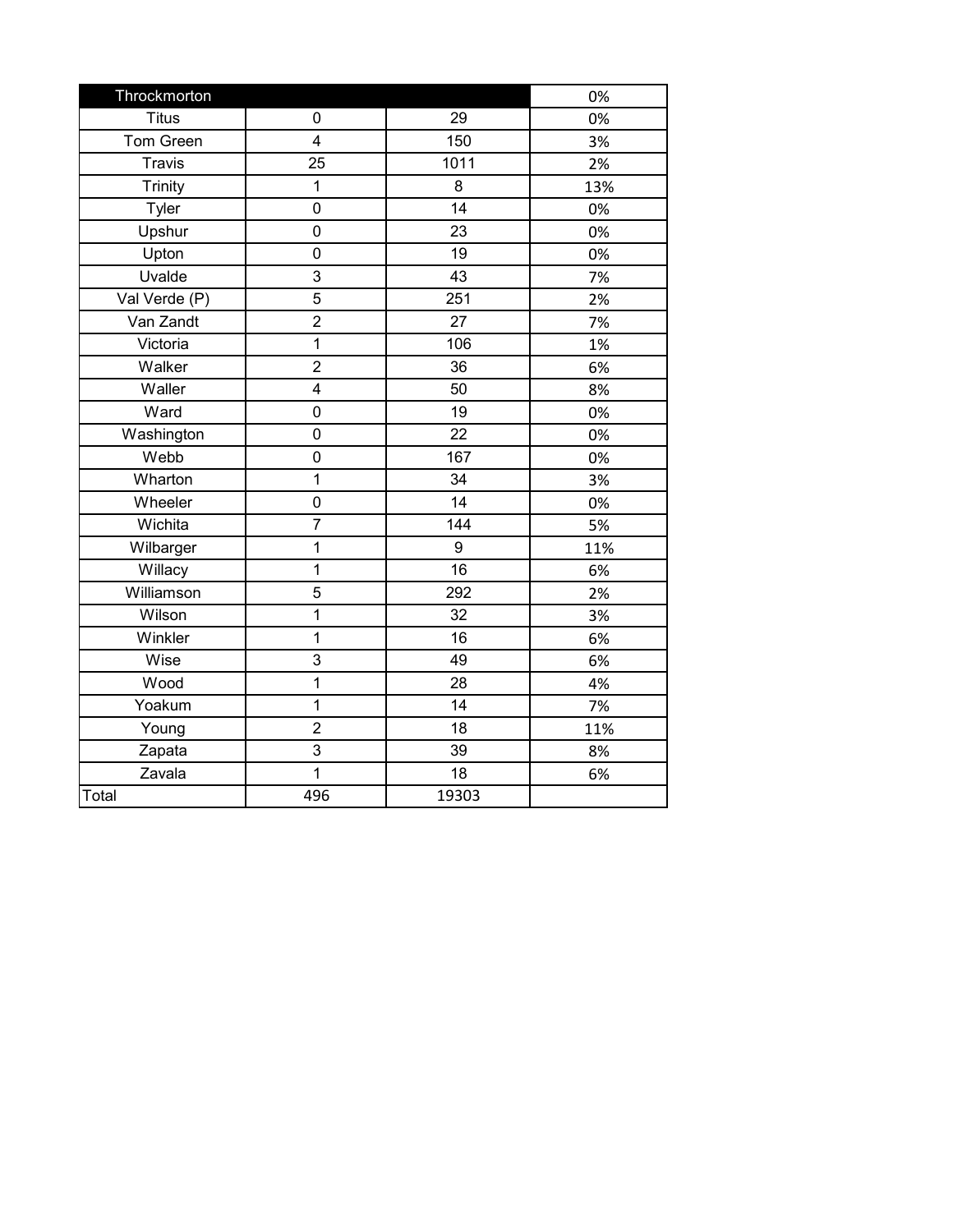| | | | |
|---|---|---|---|
| Throckmorton | | | 0% |
| Titus | 0 | 29 | 0% |
| Tom Green | 4 | 150 | 3% |
| Travis | 25 | 1011 | 2% |
| Trinity | 1 | 8 | 13% |
| Tyler | 0 | 14 | 0% |
| Upshur | 0 | 23 | 0% |
| Upton | 0 | 19 | 0% |
| Uvalde | 3 | 43 | 7% |
| Val Verde (P) | 5 | 251 | 2% |
| Van Zandt | 2 | 27 | 7% |
| Victoria | 1 | 106 | 1% |
| Walker | 2 | 36 | 6% |
| Waller | 4 | 50 | 8% |
| Ward | 0 | 19 | 0% |
| Washington | 0 | 22 | 0% |
| Webb | 0 | 167 | 0% |
| Wharton | 1 | 34 | 3% |
| Wheeler | 0 | 14 | 0% |
| Wichita | 7 | 144 | 5% |
| Wilbarger | 1 | 9 | 11% |
| Willacy | 1 | 16 | 6% |
| Williamson | 5 | 292 | 2% |
| Wilson | 1 | 32 | 3% |
| Winkler | 1 | 16 | 6% |
| Wise | 3 | 49 | 6% |
| Wood | 1 | 28 | 4% |
| Yoakum | 1 | 14 | 7% |
| Young | 2 | 18 | 11% |
| Zapata | 3 | 39 | 8% |
| Zavala | 1 | 18 | 6% |
| Total | 496 | 19303 | |